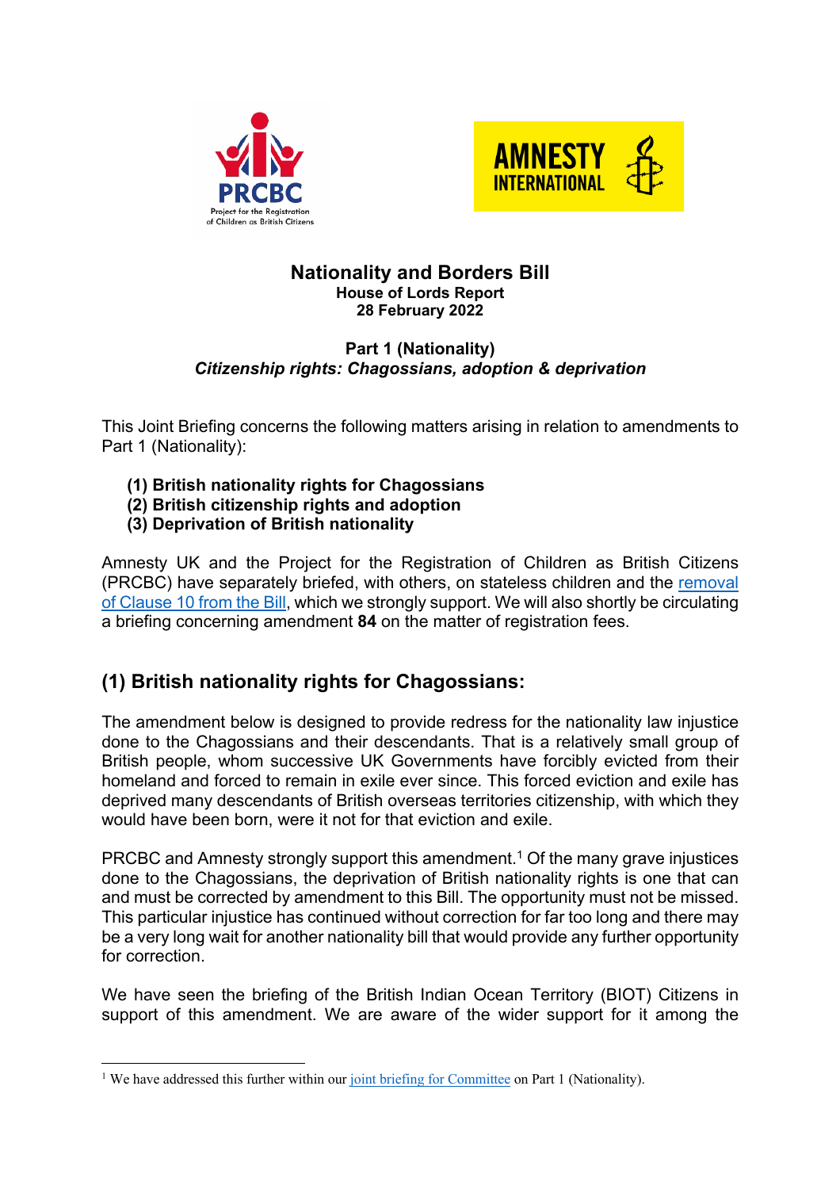# Nationality and Borders Bill

**House of Lords Report**
**28 February 2022**

**Part 1 (Nationality)**
***Citizenship rights: Chagossians, adoption & deprivation***

This Joint Briefing concerns the following matters arising in relation to amendments to Part 1 (Nationality):

**(1) British nationality rights for Chagossians**
**(2) British citizenship rights and adoption**
**(3) Deprivation of British nationality**

Amnesty UK and the Project for the Registration of Children as British Citizens (PRCBC) have separately briefed, with others, on stateless children and the [removal of Clause 10 from the Bill](), which we strongly support. We will also shortly be circulating a briefing concerning amendment **84** on the matter of registration fees.

## (1) British nationality rights for Chagossians:

The amendment below is designed to provide redress for the nationality law injustice done to the Chagossians and their descendants. That is a relatively small group of British people, whom successive UK Governments have forcibly evicted from their homeland and forced to remain in exile ever since. This forced eviction and exile has deprived many descendants of British overseas territories citizenship, with which they would have been born, were it not for that eviction and exile.

PRCBC and Amnesty strongly support this amendment.[1] Of the many grave injustices done to the Chagossians, the deprivation of British nationality rights is one that can and must be corrected by amendment to this Bill. The opportunity must not be missed. This particular injustice has continued without correction for far too long and there may be a very long wait for another nationality bill that would provide any further opportunity for correction.

We have seen the briefing of the British Indian Ocean Territory (BIOT) Citizens in support of this amendment. We are aware of the wider support for it among the

---

[1] We have addressed this further within our [joint briefing for Committee]() on Part 1 (Nationality).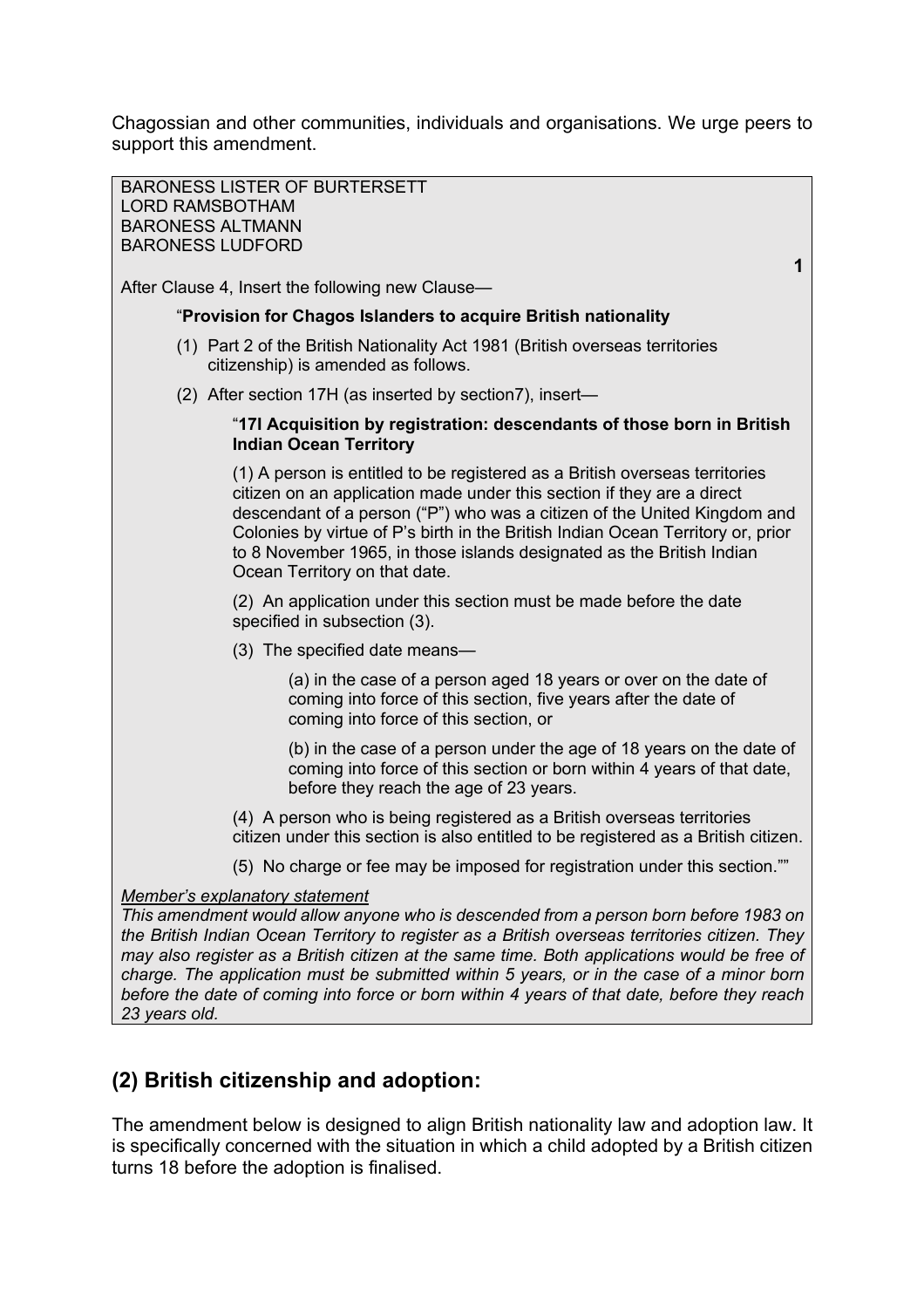Chagossian and other communities, individuals and organisations. We urge peers to support this amendment.

BARONESS LISTER OF BURTERSETT
LORD RAMSBOTHAM
BARONESS ALTMANN
BARONESS LUDFORD

**1**

After Clause 4, Insert the following new Clause—

"**Provision for Chagos Islanders to acquire British nationality**

(1) Part 2 of the British Nationality Act 1981 (British overseas territories citizenship) is amended as follows.

(2) After section 17H (as inserted by section7), insert—

"**17I Acquisition by registration: descendants of those born in British Indian Ocean Territory**

(1) A person is entitled to be registered as a British overseas territories citizen on an application made under this section if they are a direct descendant of a person ("P") who was a citizen of the United Kingdom and Colonies by virtue of P's birth in the British Indian Ocean Territory or, prior to 8 November 1965, in those islands designated as the British Indian Ocean Territory on that date.

(2) An application under this section must be made before the date specified in subsection (3).

(3) The specified date means—

(a) in the case of a person aged 18 years or over on the date of coming into force of this section, five years after the date of coming into force of this section, or

(b) in the case of a person under the age of 18 years on the date of coming into force of this section or born within 4 years of that date, before they reach the age of 23 years.

(4) A person who is being registered as a British overseas territories citizen under this section is also entitled to be registered as a British citizen.

(5) No charge or fee may be imposed for registration under this section.""

*Member's explanatory statement*

*This amendment would allow anyone who is descended from a person born before 1983 on the British Indian Ocean Territory to register as a British overseas territories citizen. They may also register as a British citizen at the same time. Both applications would be free of charge. The application must be submitted within 5 years, or in the case of a minor born before the date of coming into force or born within 4 years of that date, before they reach 23 years old.*

## (2) British citizenship and adoption:

The amendment below is designed to align British nationality law and adoption law. It is specifically concerned with the situation in which a child adopted by a British citizen turns 18 before the adoption is finalised.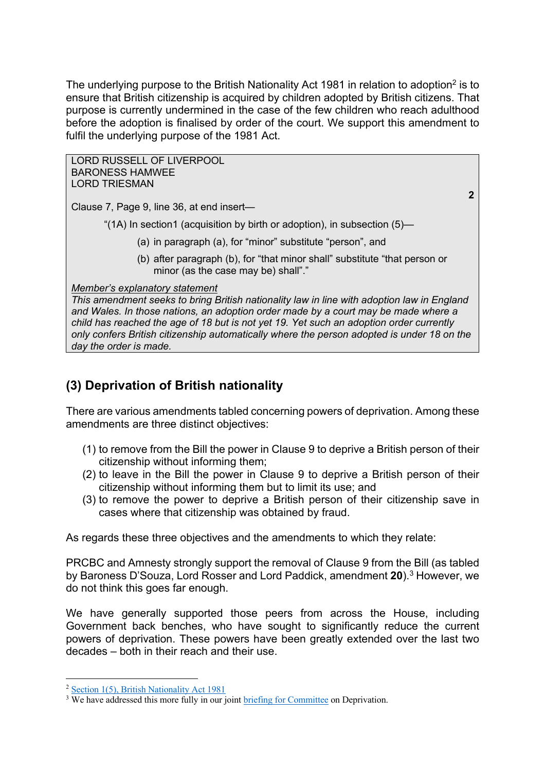The underlying purpose to the British Nationality Act 1981 in relation to adoption[2] is to ensure that British citizenship is acquired by children adopted by British citizens. That purpose is currently undermined in the case of the few children who reach adulthood before the adoption is finalised by order of the court. We support this amendment to fulfil the underlying purpose of the 1981 Act.

> LORD RUSSELL OF LIVERPOOL
> BARONESS HAMWEE
> LORD TRIESMAN
>
> **2**
>
> Clause 7, Page 9, line 36, at end insert—
>
> "(1A) In section1 (acquisition by birth or adoption), in subsection (5)—
>
> (a) in paragraph (a), for "minor" substitute "person", and
>
> (b) after paragraph (b), for "that minor shall" substitute "that person or minor (as the case may be) shall"."
>
> *Member's explanatory statement*
> *This amendment seeks to bring British nationality law in line with adoption law in England and Wales. In those nations, an adoption order made by a court may be made where a child has reached the age of 18 but is not yet 19. Yet such an adoption order currently only confers British citizenship automatically where the person adopted is under 18 on the day the order is made.*

## (3) Deprivation of British nationality

There are various amendments tabled concerning powers of deprivation. Among these amendments are three distinct objectives:

(1) to remove from the Bill the power in Clause 9 to deprive a British person of their citizenship without informing them;
(2) to leave in the Bill the power in Clause 9 to deprive a British person of their citizenship without informing them but to limit its use; and
(3) to remove the power to deprive a British person of their citizenship save in cases where that citizenship was obtained by fraud.

As regards these three objectives and the amendments to which they relate:

PRCBC and Amnesty strongly support the removal of Clause 9 from the Bill (as tabled by Baroness D'Souza, Lord Rosser and Lord Paddick, amendment **20**).[3] However, we do not think this goes far enough.

We have generally supported those peers from across the House, including Government back benches, who have sought to significantly reduce the current powers of deprivation. These powers have been greatly extended over the last two decades – both in their reach and their use.

---

[2] Section 1(5), British Nationality Act 1981
[3] We have addressed this more fully in our joint briefing for Committee on Deprivation.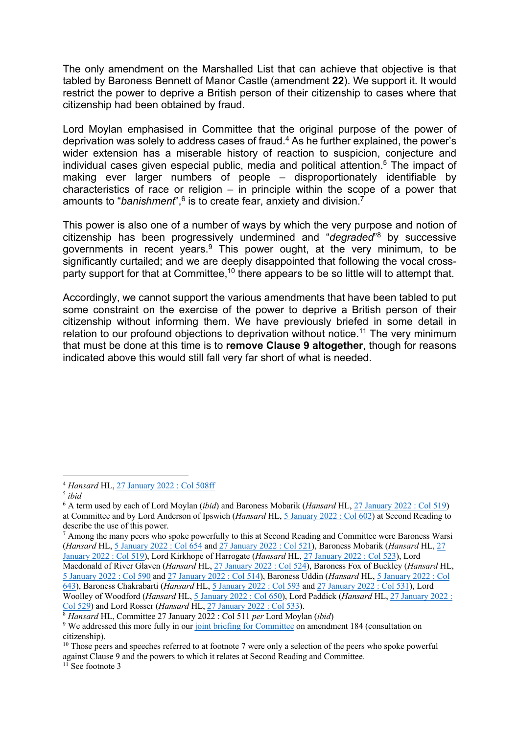The only amendment on the Marshalled List that can achieve that objective is that tabled by Baroness Bennett of Manor Castle (amendment **22**). We support it. It would restrict the power to deprive a British person of their citizenship to cases where that citizenship had been obtained by fraud.

Lord Moylan emphasised in Committee that the original purpose of the power of deprivation was solely to address cases of fraud.[4] As he further explained, the power's wider extension has a miserable history of reaction to suspicion, conjecture and individual cases given especial public, media and political attention.[5] The impact of making ever larger numbers of people – disproportionately identifiable by characteristics of race or religion – in principle within the scope of a power that amounts to "*banishment*",[6] is to create fear, anxiety and division.[7]

This power is also one of a number of ways by which the very purpose and notion of citizenship has been progressively undermined and "*degraded*"[8] by successive governments in recent years.[9] This power ought, at the very minimum, to be significantly curtailed; and we are deeply disappointed that following the vocal cross-party support for that at Committee,[10] there appears to be so little will to attempt that.

Accordingly, we cannot support the various amendments that have been tabled to put some constraint on the exercise of the power to deprive a British person of their citizenship without informing them. We have previously briefed in some detail in relation to our profound objections to deprivation without notice.[11] The very minimum that must be done at this time is to **remove Clause 9 altogether**, though for reasons indicated above this would still fall very far short of what is needed.

---

[4] *Hansard* HL, 27 January 2022 : Col 508ff

[5] *ibid*

[6] A term used by each of Lord Moylan (*ibid*) and Baroness Mobarik (*Hansard* HL, 27 January 2022 : Col 519) at Committee and by Lord Anderson of Ipswich (*Hansard* HL, 5 January 2022 : Col 602) at Second Reading to describe the use of this power.

[7] Among the many peers who spoke powerfully to this at Second Reading and Committee were Baroness Warsi (*Hansard* HL, 5 January 2022 : Col 654 and 27 January 2022 : Col 521), Baroness Mobarik (*Hansard* HL, 27 January 2022 : Col 519), Lord Kirkhope of Harrogate (*Hansard* HL, 27 January 2022 : Col 523), Lord Macdonald of River Glaven (*Hansard* HL, 27 January 2022 : Col 524), Baroness Fox of Buckley (*Hansard* HL, 5 January 2022 : Col 590 and 27 January 2022 : Col 514), Baroness Uddin (*Hansard* HL, 5 January 2022 : Col 643), Baroness Chakrabarti (*Hansard* HL, 5 January 2022 : Col 593 and 27 January 2022 : Col 531), Lord Woolley of Woodford (*Hansard* HL, 5 January 2022 : Col 650), Lord Paddick (*Hansard* HL, 27 January 2022 : Col 529) and Lord Rosser (*Hansard* HL, 27 January 2022 : Col 533).

[8] *Hansard* HL, Committee 27 January 2022 : Col 511 *per* Lord Moylan (*ibid*)

[9] We addressed this more fully in our joint briefing for Committee on amendment 184 (consultation on citizenship).

[10] Those peers and speeches referred to at footnote 7 were only a selection of the peers who spoke powerful against Clause 9 and the powers to which it relates at Second Reading and Committee.

[11] See footnote 3